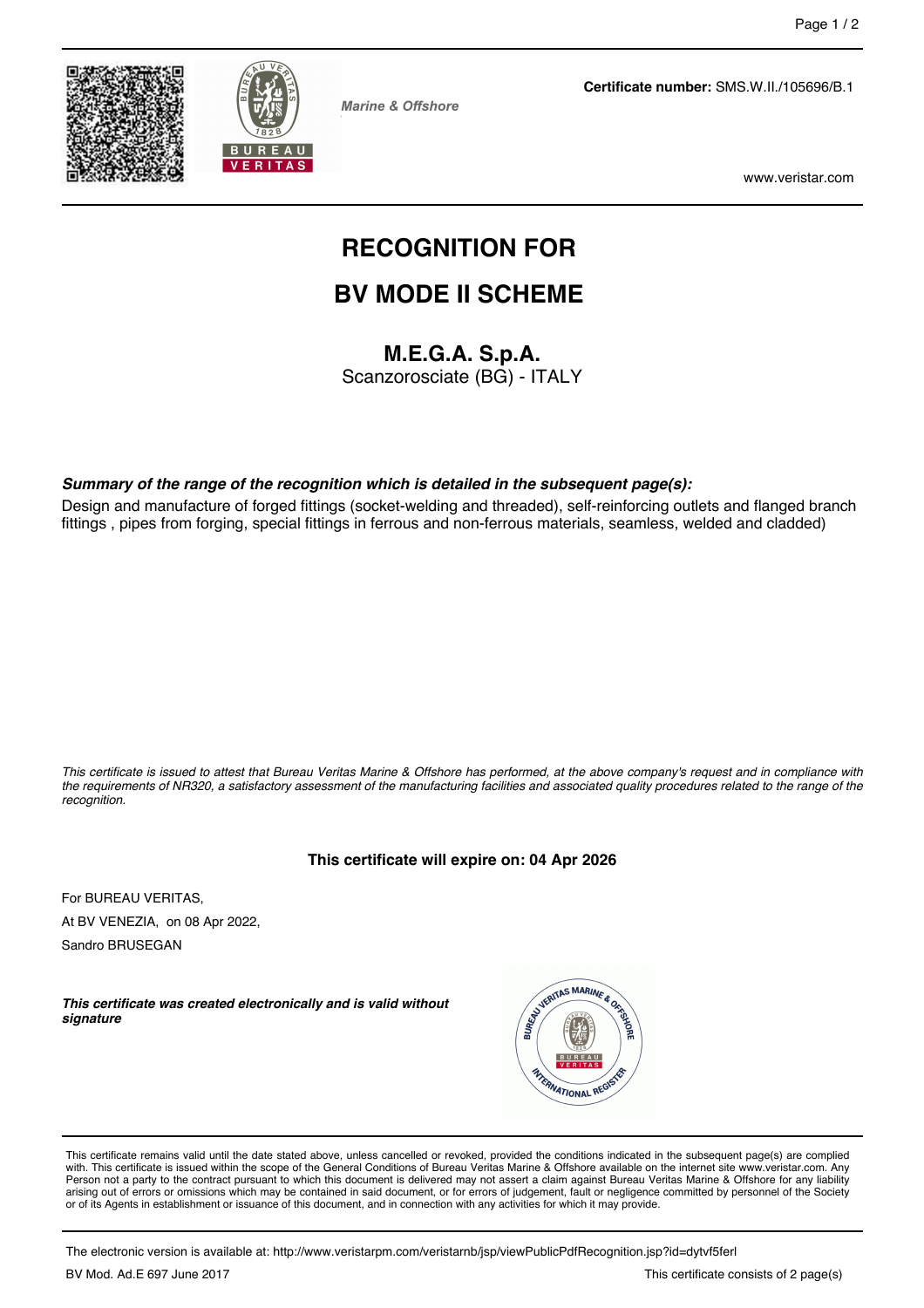Marine & Offshore

**Certificate number:** SMS.W.II./105696/B.1

www.veristar.com

# RECOGNITION FOR

# BV MODE II SCHEME

## M.E.G.A. S.p.A.

Scanzorosciate (BG) - ITALY

***Summary of the range of the recognition which is detailed in the subsequent page(s):***

Design and manufacture of forged fittings (socket-welding and threaded), self-reinforcing outlets and flanged branch fittings , pipes from forging, special fittings in ferrous and non-ferrous materials, seamless, welded and cladded)

*This certificate is issued to attest that Bureau Veritas Marine & Offshore has performed, at the above company's request and in compliance with the requirements of NR320, a satisfactory assessment of the manufacturing facilities and associated quality procedures related to the range of the recognition.*

**This certificate will expire on: 04 Apr 2026**

For BUREAU VERITAS,

At BV VENEZIA, on 08 Apr 2022,

Sandro BRUSEGAN

***This certificate was created electronically and is valid without signature***

This certificate remains valid until the date stated above, unless cancelled or revoked, provided the conditions indicated in the subsequent page(s) are complied with. This certificate is issued within the scope of the General Conditions of Bureau Veritas Marine & Offshore available on the internet site www.veristar.com. Any Person not a party to the contract pursuant to which this document is delivered may not assert a claim against Bureau Veritas Marine & Offshore for any liability arising out of errors or omissions which may be contained in said document, or for errors of judgement, fault or negligence committed by personnel of the Society or of its Agents in establishment or issuance of this document, and in connection with any activities for which it may provide.

The electronic version is available at: http://www.veristarpm.com/veristarnb/jsp/viewPublicPdfRecognition.jsp?id=dytvf5ferl

BV Mod. Ad.E 697 June 2017

This certificate consists of 2 page(s)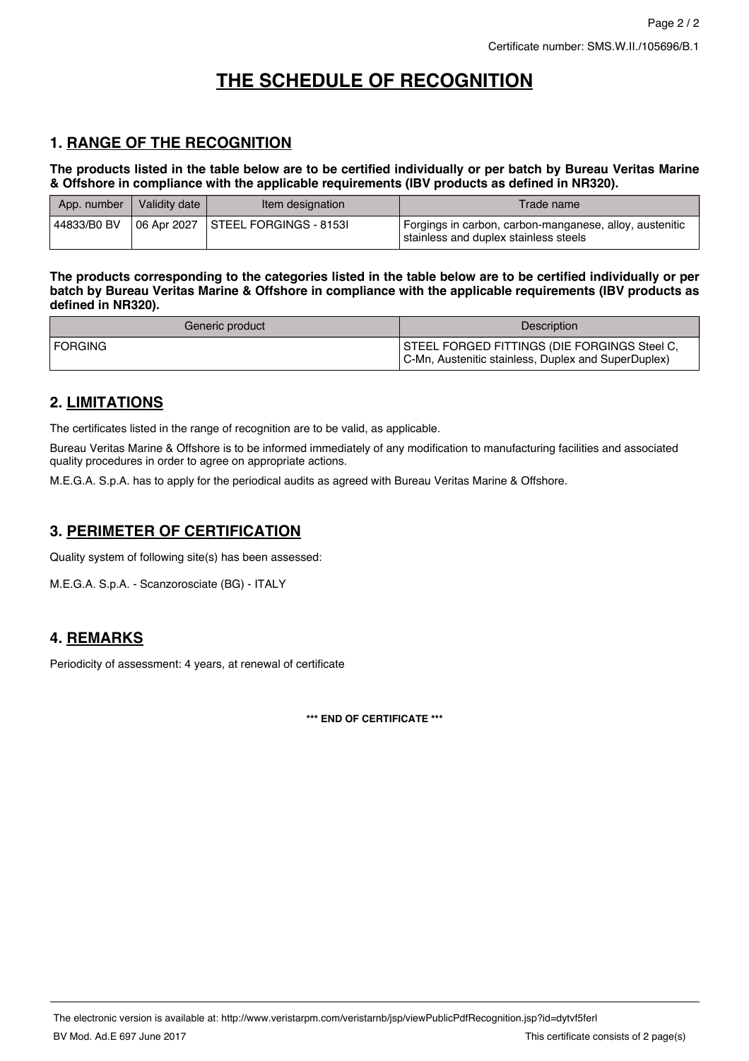Certificate number: SMS.W.II./105696/B.1

# THE SCHEDULE OF RECOGNITION

## 1. RANGE OF THE RECOGNITION

**The products listed in the table below are to be certified individually or per batch by Bureau Veritas Marine & Offshore in compliance with the applicable requirements (IBV products as defined in NR320).**

| App. number | Validity date | Item designation | Trade name |
|---|---|---|---|
| 44833/B0 BV | 06 Apr 2027 | STEEL FORGINGS - 8153I | Forgings in carbon, carbon-manganese, alloy, austenitic stainless and duplex stainless steels |

**The products corresponding to the categories listed in the table below are to be certified individually or per batch by Bureau Veritas Marine & Offshore in compliance with the applicable requirements (IBV products as defined in NR320).**

| Generic product | Description |
|---|---|
| FORGING | STEEL FORGED FITTINGS (DIE FORGINGS Steel C, C-Mn, Austenitic stainless, Duplex and SuperDuplex) |

## 2. LIMITATIONS

The certificates listed in the range of recognition are to be valid, as applicable.

Bureau Veritas Marine & Offshore is to be informed immediately of any modification to manufacturing facilities and associated quality procedures in order to agree on appropriate actions.

M.E.G.A. S.p.A. has to apply for the periodical audits as agreed with Bureau Veritas Marine & Offshore.

## 3. PERIMETER OF CERTIFICATION

Quality system of following site(s) has been assessed:

M.E.G.A. S.p.A. - Scanzorosciate (BG) - ITALY

## 4. REMARKS

Periodicity of assessment: 4 years, at renewal of certificate

**\*\*\* END OF CERTIFICATE \*\*\***

The electronic version is available at: http://www.veristarpm.com/veristarnb/jsp/viewPublicPdfRecognition.jsp?id=dytvf5ferl

BV Mod. Ad.E 697 June 2017

This certificate consists of 2 page(s)